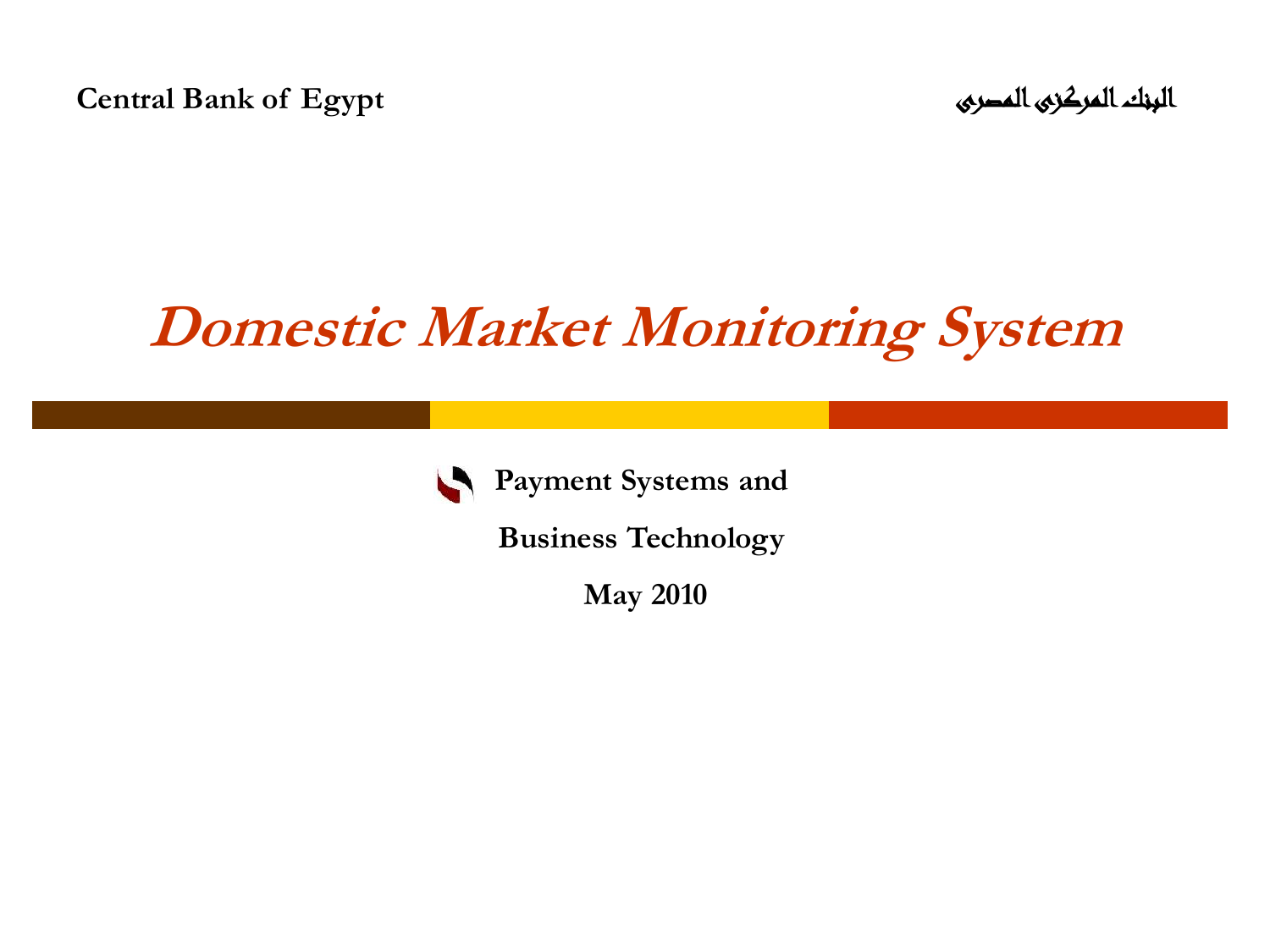**Central Bank of Egypt** **البنك المركزى المصرى**

# *Domestic Market Monitoring System*

**Payment Systems and**

**Business Technology**

**May 2010**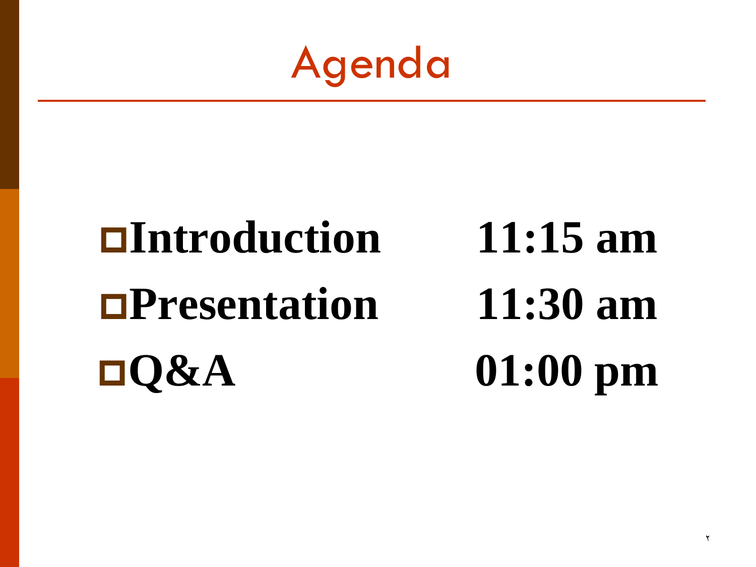# Agenda

- **Introduction** **11:15 am**
- **Presentation** **11:30 am**
- **Q&A** **01:00 pm**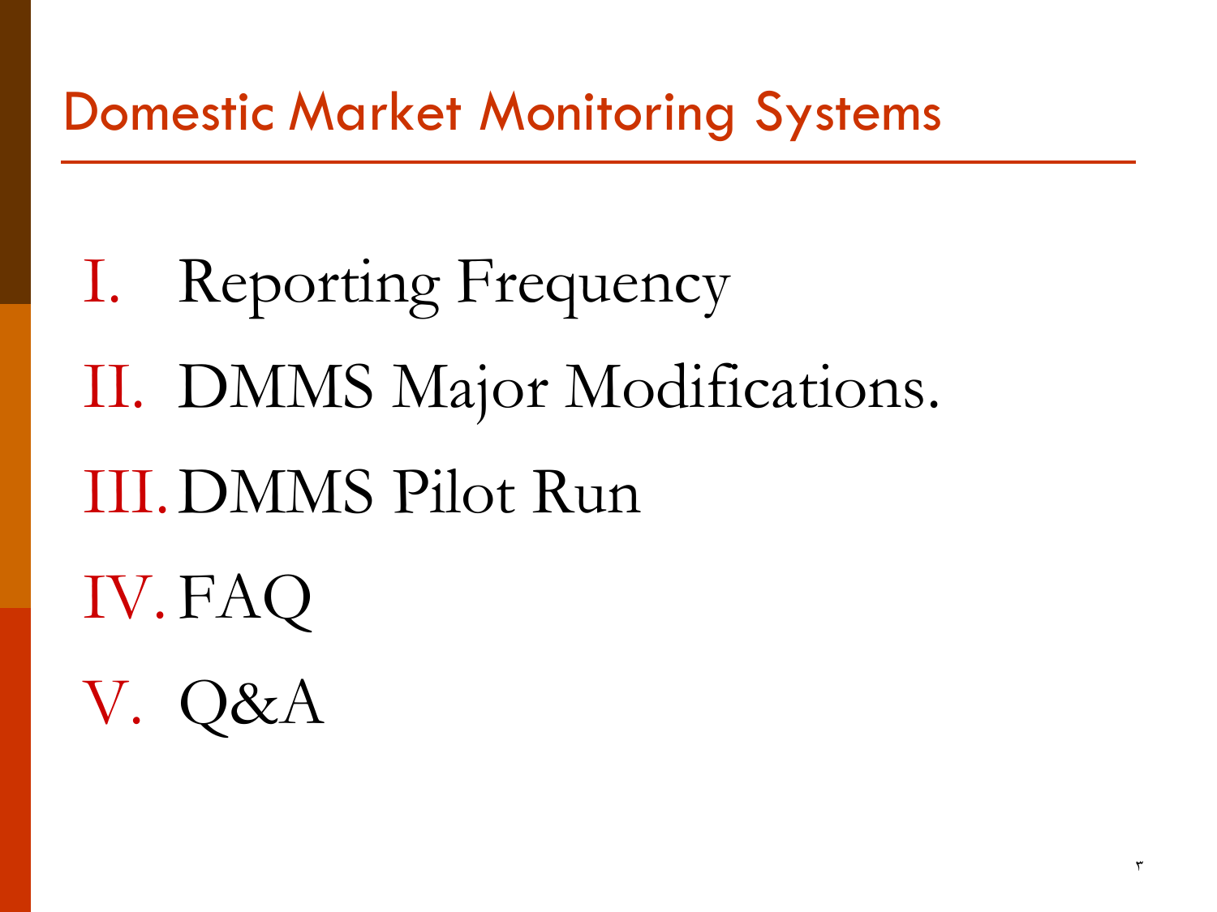# Domestic Market Monitoring Systems

I. Reporting Frequency
II. DMMS Major Modifications.
III. DMMS Pilot Run
IV. FAQ
V. Q&A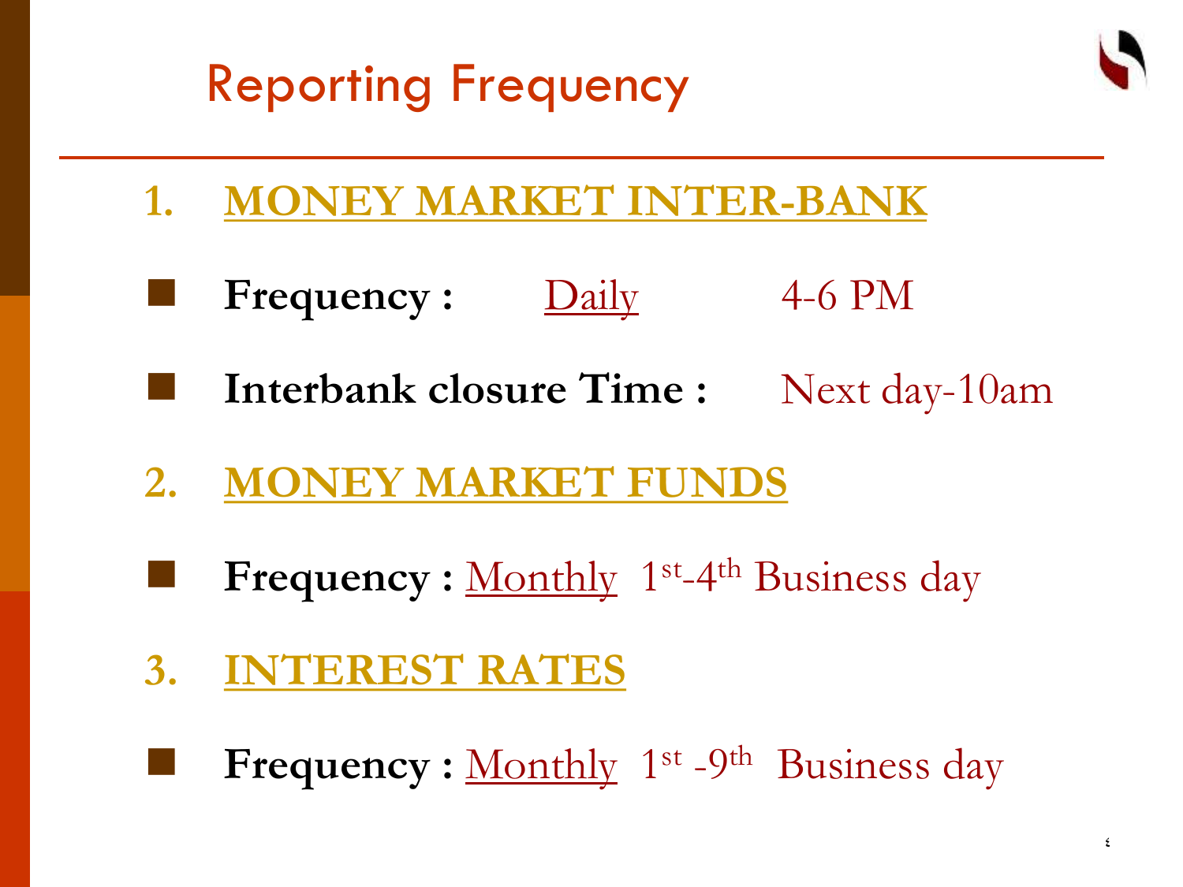# Reporting Frequency

1. **MONEY MARKET INTER-BANK**

- **Frequency :** Daily 4-6 PM
- **Interbank closure Time :** Next day-10am

2. **MONEY MARKET FUNDS**

- **Frequency :** Monthly 1st-4th Business day

3. **INTEREST RATES**

- **Frequency :** Monthly 1st -9th Business day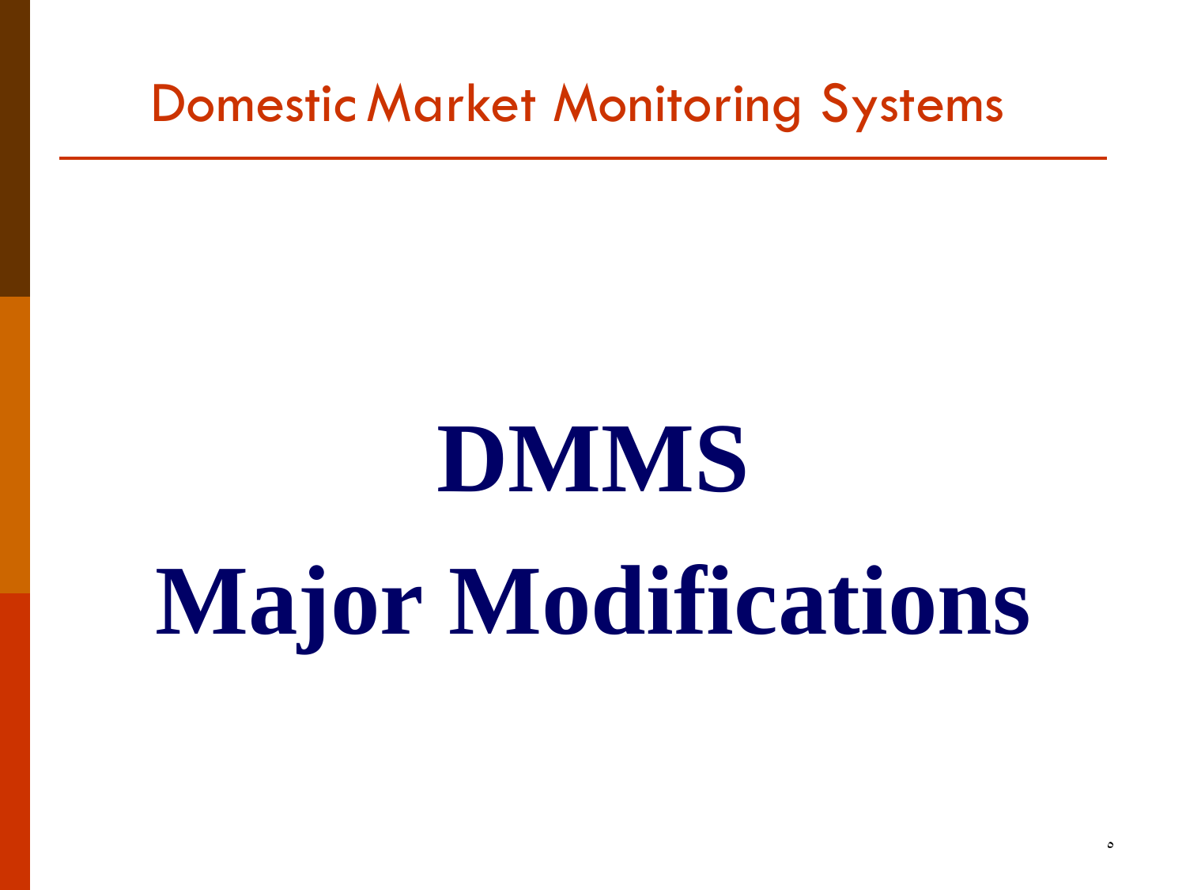Domestic Market Monitoring Systems

# DMMS
# Major Modifications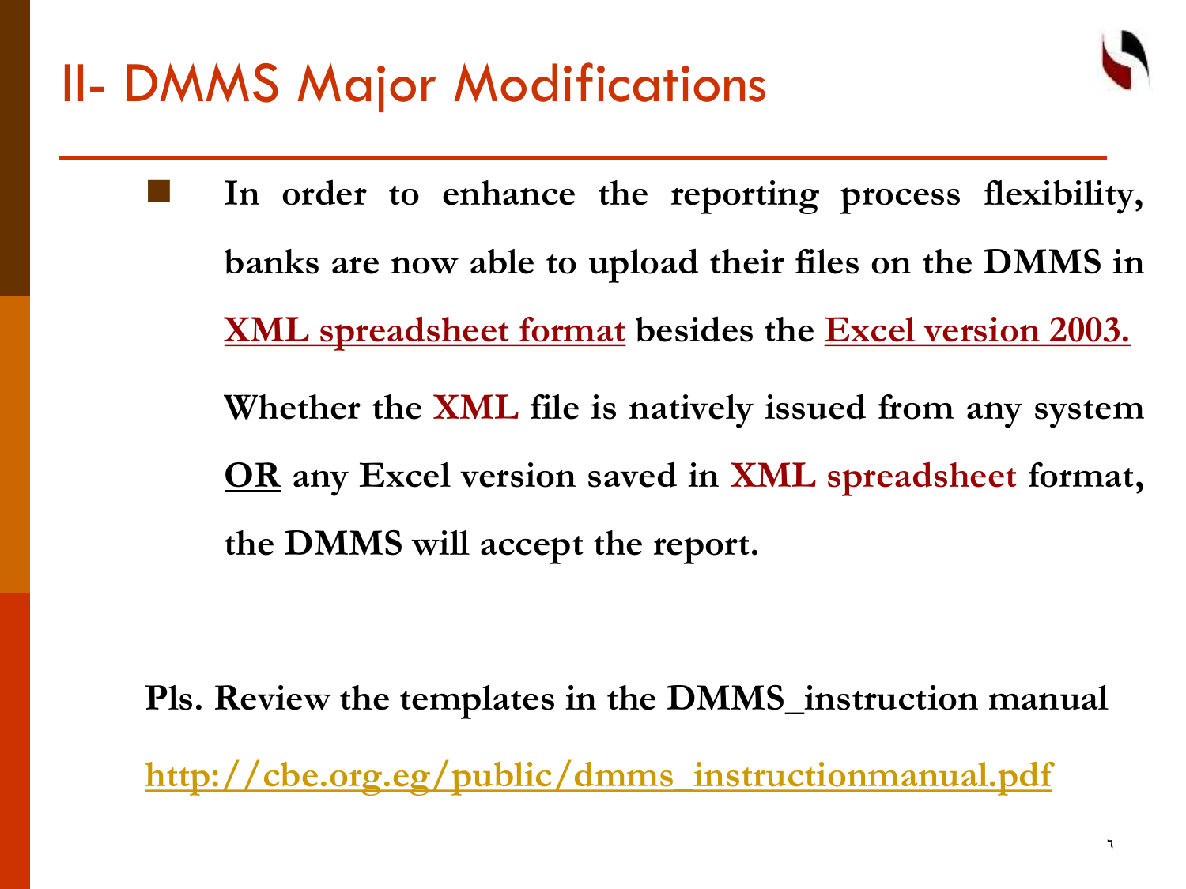# II- DMMS Major Modifications

- **In order to enhance the reporting process flexibility, banks are now able to upload their files on the DMMS in XML spreadsheet format besides the Excel version 2003.**

  **Whether the XML file is natively issued from any system OR any Excel version saved in XML spreadsheet format, the DMMS will accept the report.**

**Pls. Review the templates in the DMMS_instruction manual**

**http://cbe.org.eg/public/dmms_instructionmanual.pdf**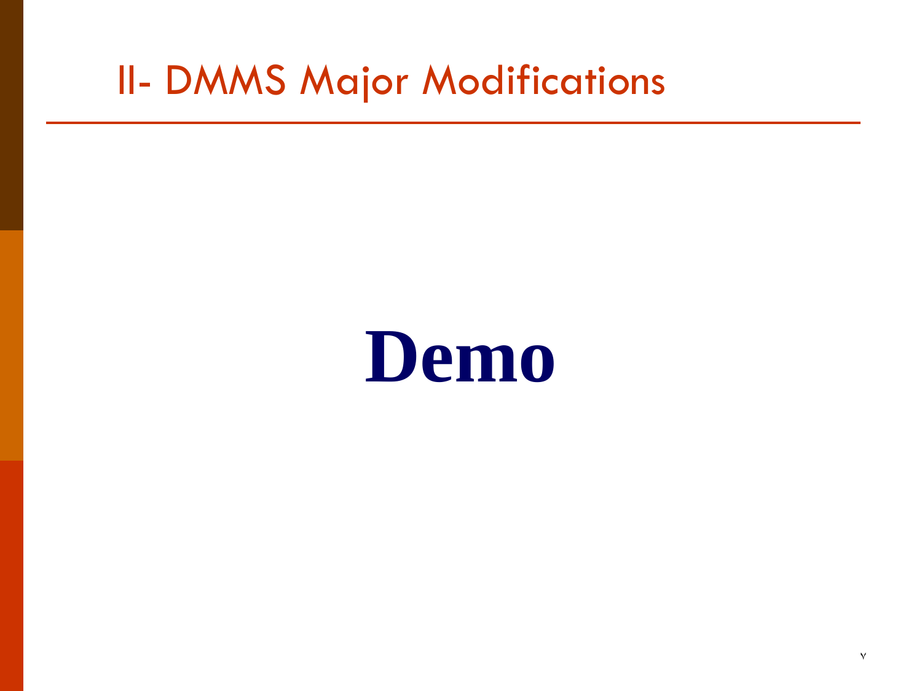# II- DMMS Major Modifications

**Demo**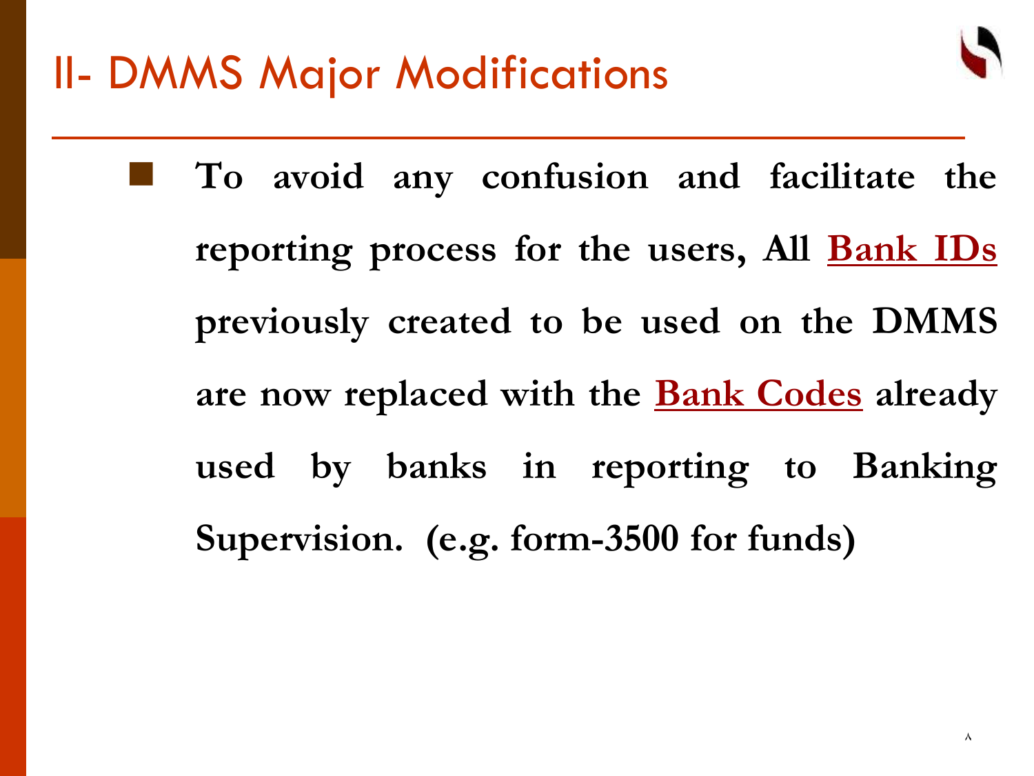# II- DMMS Major Modifications

- **To avoid any confusion and facilitate the reporting process for the users, All Bank IDs previously created to be used on the DMMS are now replaced with the Bank Codes already used by banks in reporting to Banking Supervision. (e.g. form-3500 for funds)**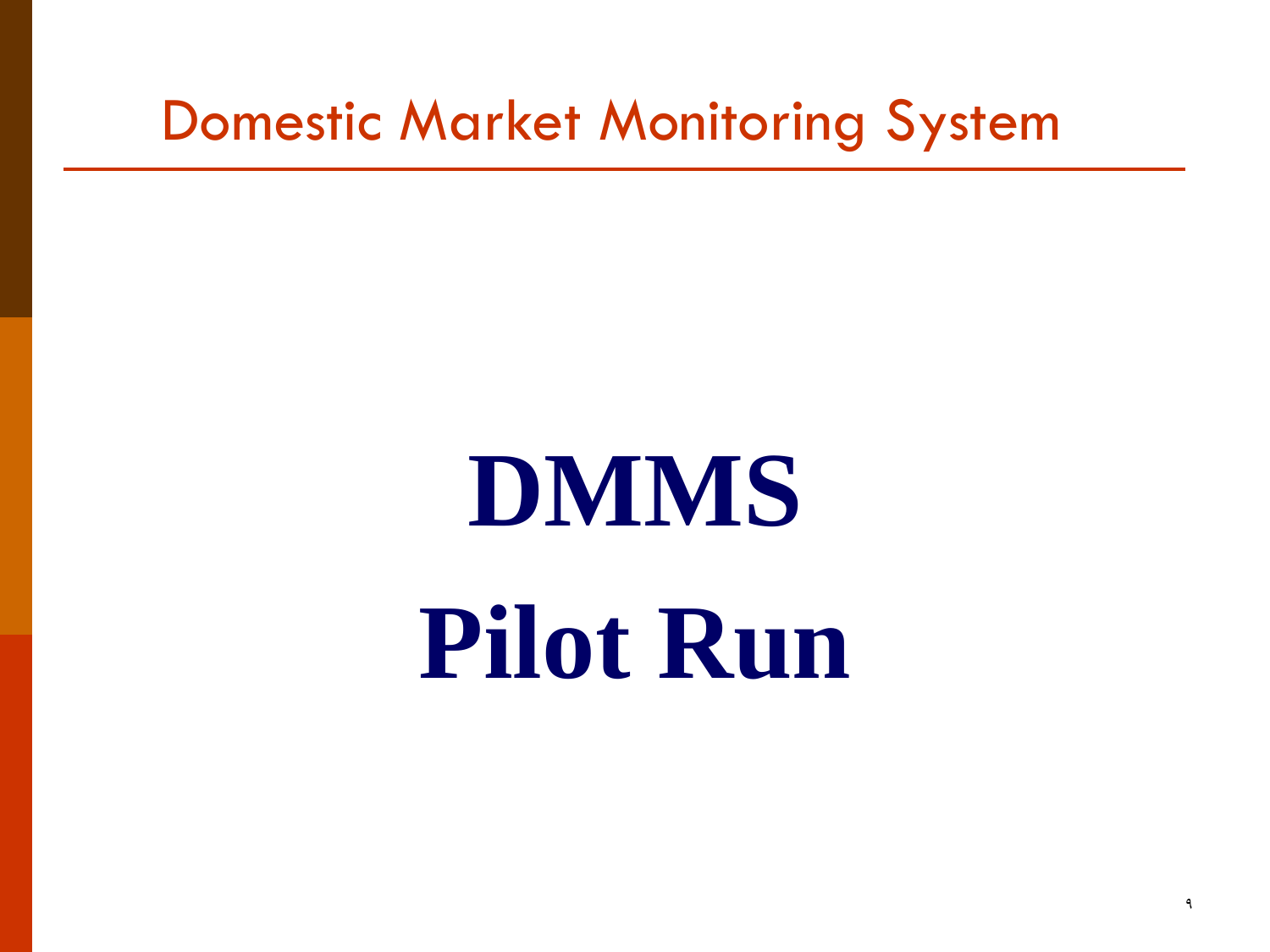## Domestic Market Monitoring System

# DMMS

# Pilot Run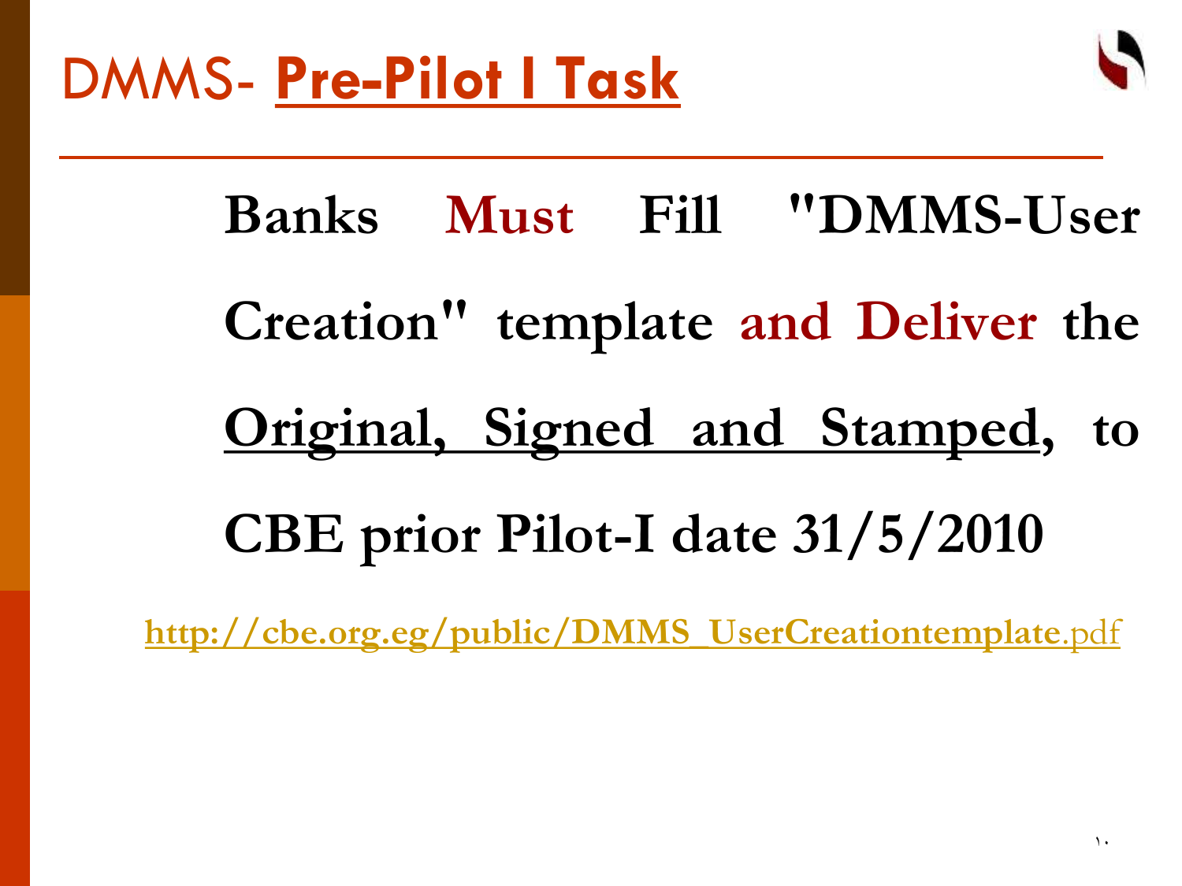# DMMS- **Pre-Pilot I Task**

**Banks Must Fill "DMMS-User Creation" template and Deliver the Original, Signed and Stamped, to CBE prior Pilot-I date 31/5/2010**

http://cbe.org.eg/public/DMMS_UserCreationtemplate.pdf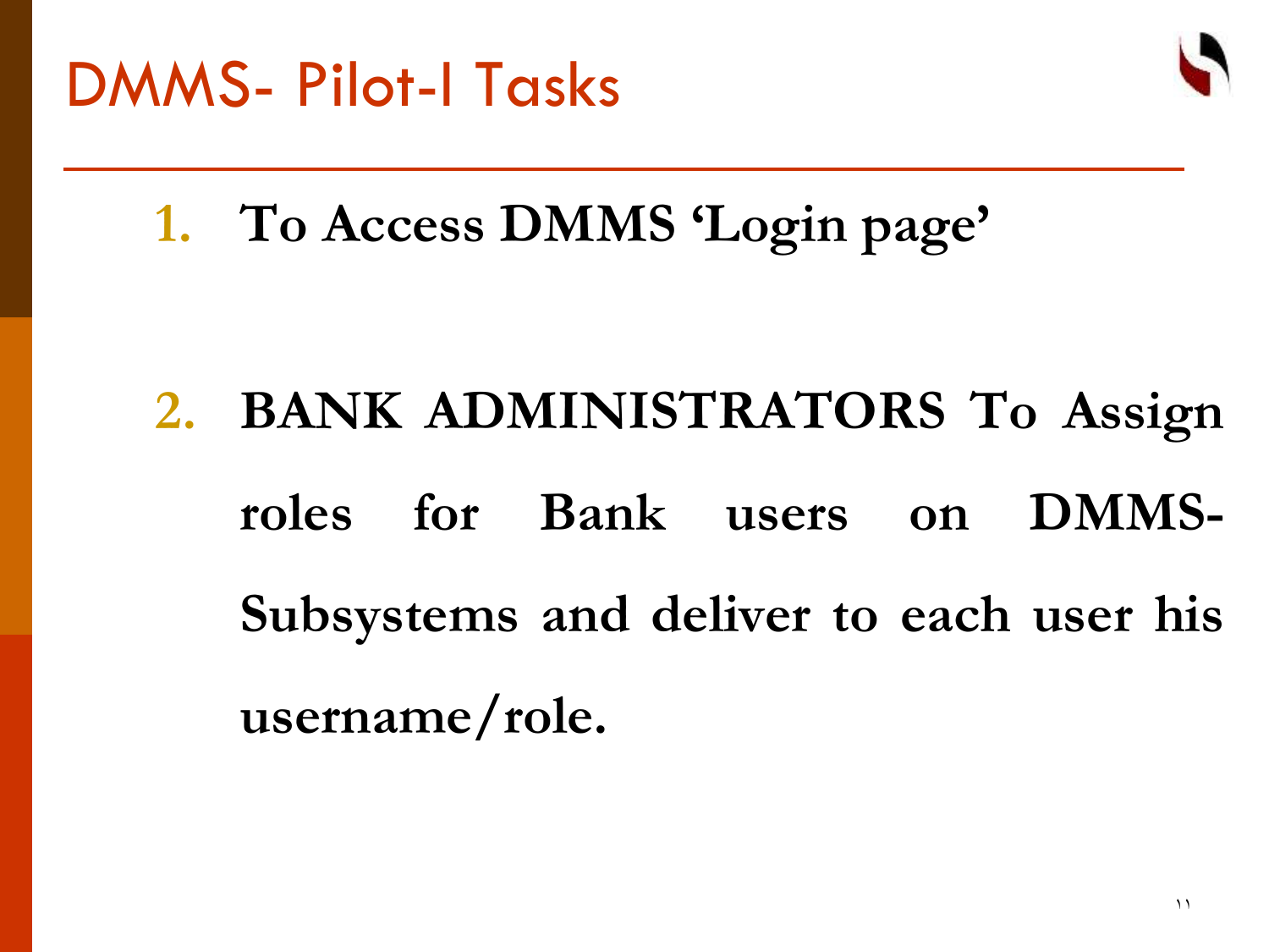# DMMS- Pilot-I Tasks

1. **To Access DMMS 'Login page'**

2. **BANK ADMINISTRATORS To Assign roles for Bank users on DMMS-Subsystems and deliver to each user his username/role.**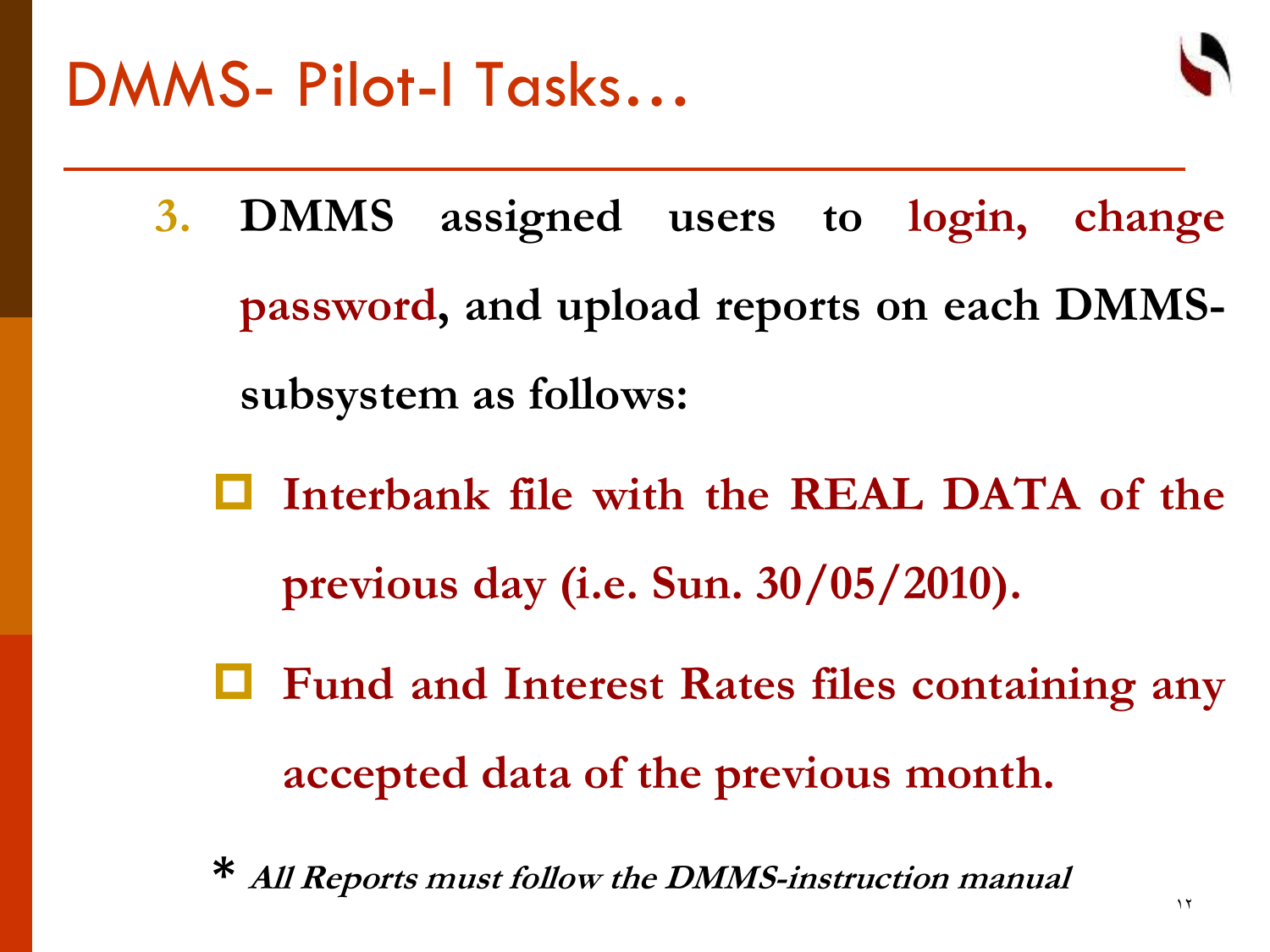# DMMS- Pilot-I Tasks…

3. **DMMS assigned users to login, change password, and upload reports on each DMMS-subsystem as follows:**

   - **Interbank file with the REAL DATA of the previous day (i.e. Sun. 30/05/2010).**
   - **Fund and Interest Rates files containing any accepted data of the previous month.**

\* ***All Reports must follow the DMMS-instruction manual***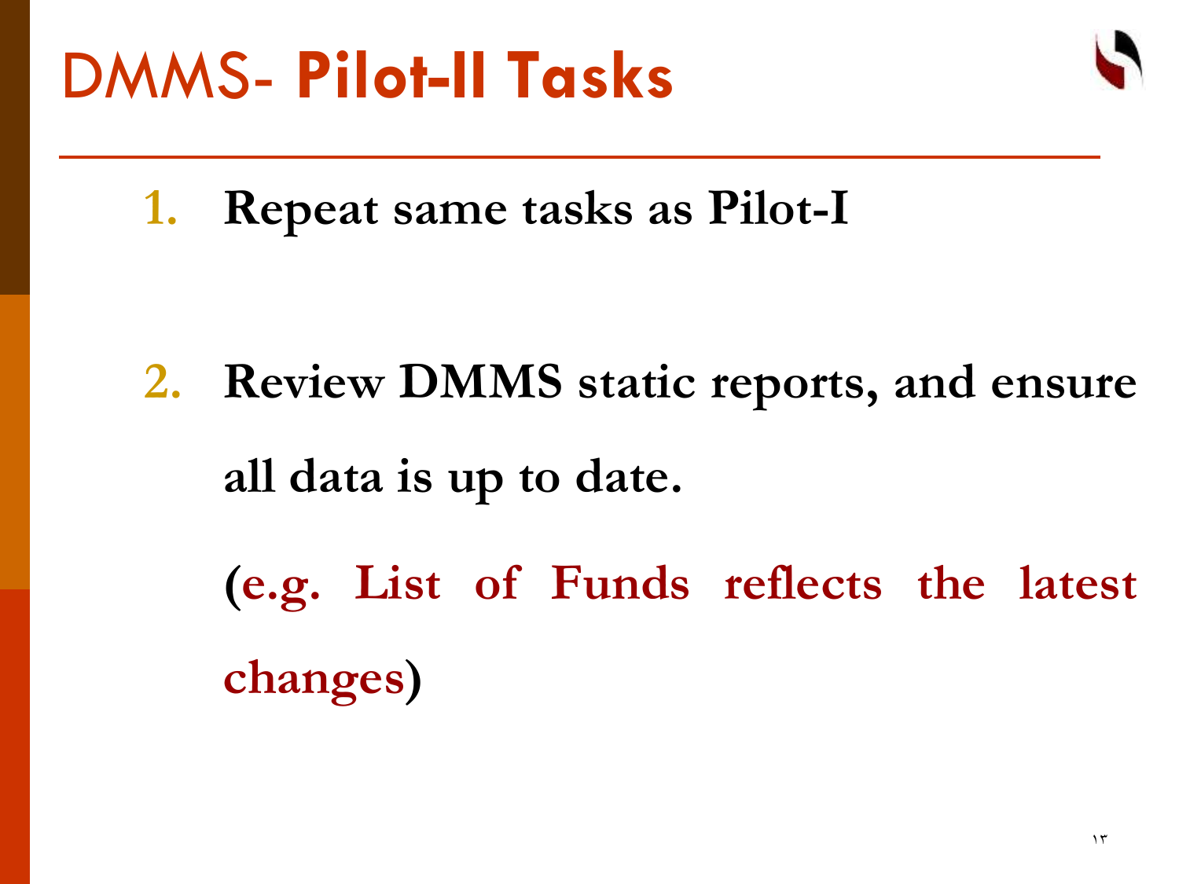# DMMS- **Pilot-II Tasks**

1. **Repeat same tasks as Pilot-I**

2. **Review DMMS static reports, and ensure all data is up to date.**

   **(e.g. List of Funds reflects the latest changes)**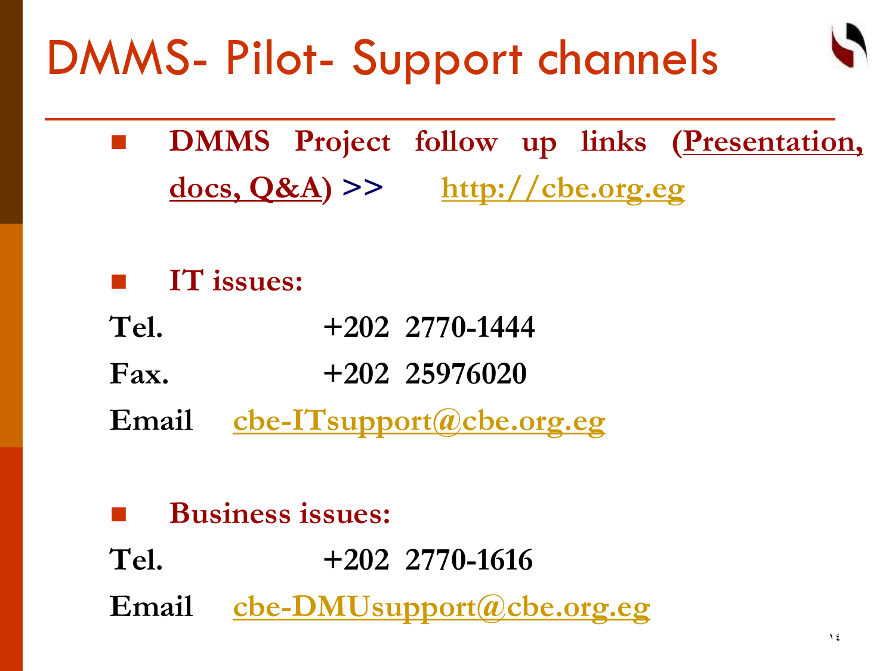# DMMS- Pilot- Support channels

- **DMMS Project follow up links (Presentation, docs, Q&A) >> http://cbe.org.eg**

- **IT issues:**

**Tel.** +202 2770-1444

**Fax.** +202 25976020

**Email** cbe-ITsupport@cbe.org.eg

- **Business issues:**

**Tel.** +202 2770-1616

**Email** cbe-DMUsupport@cbe.org.eg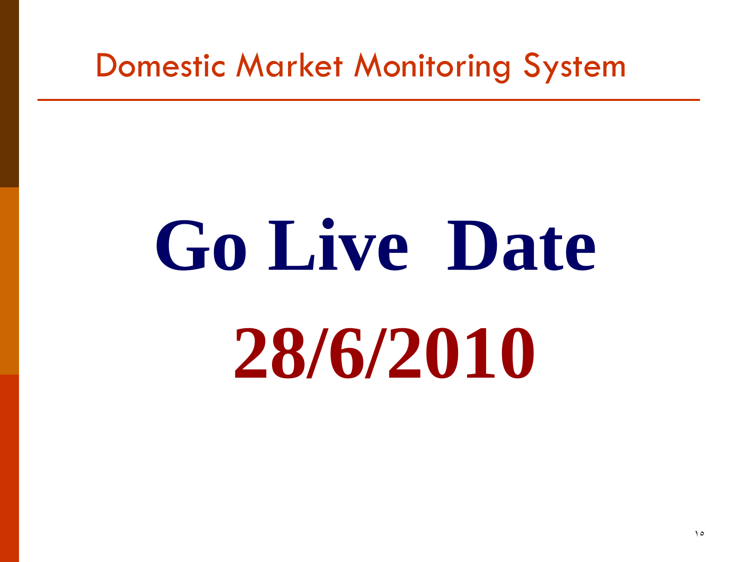# Domestic Market Monitoring System

# Go Live Date

# 28/6/2010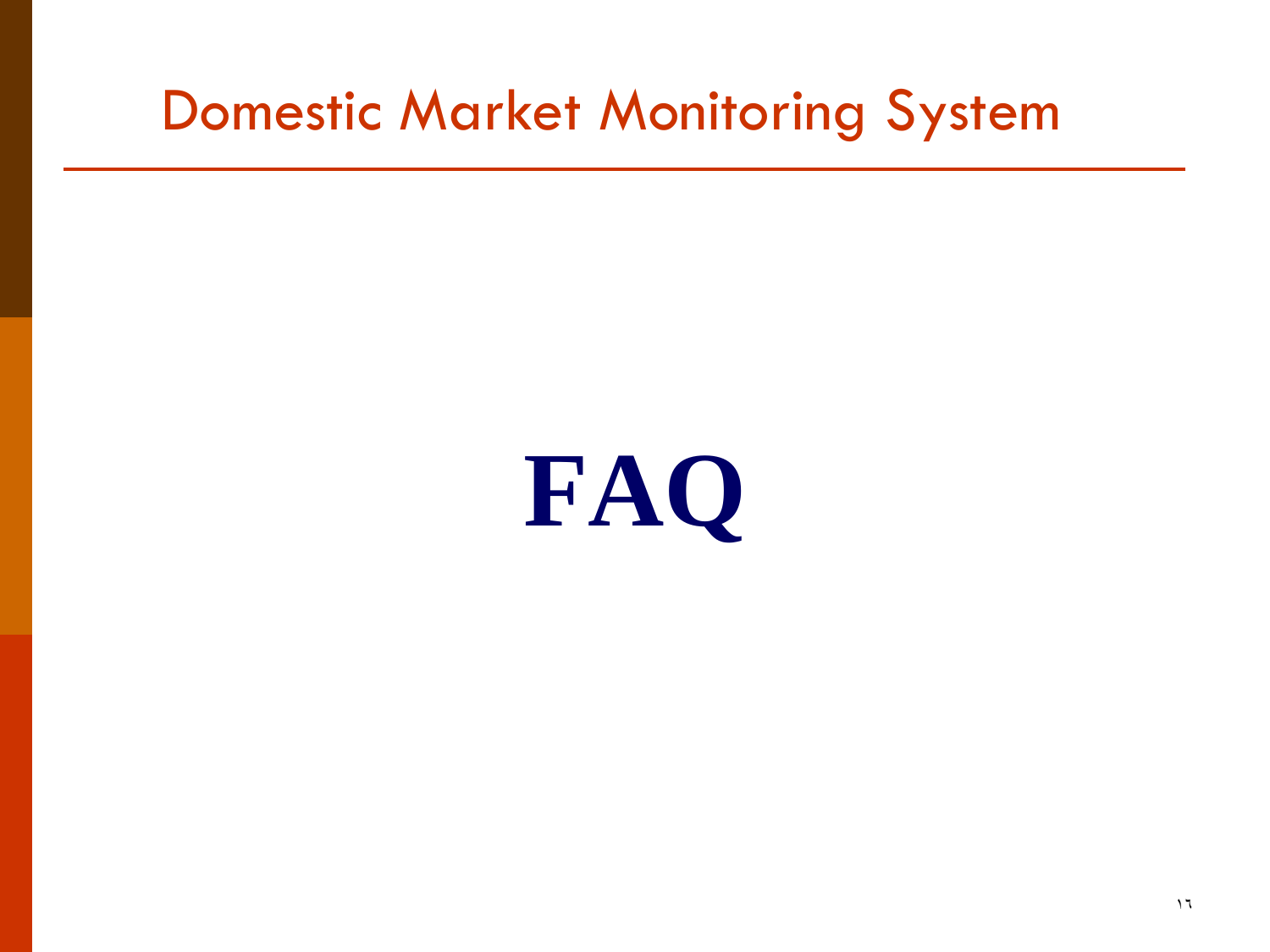# Domestic Market Monitoring System

## FAQ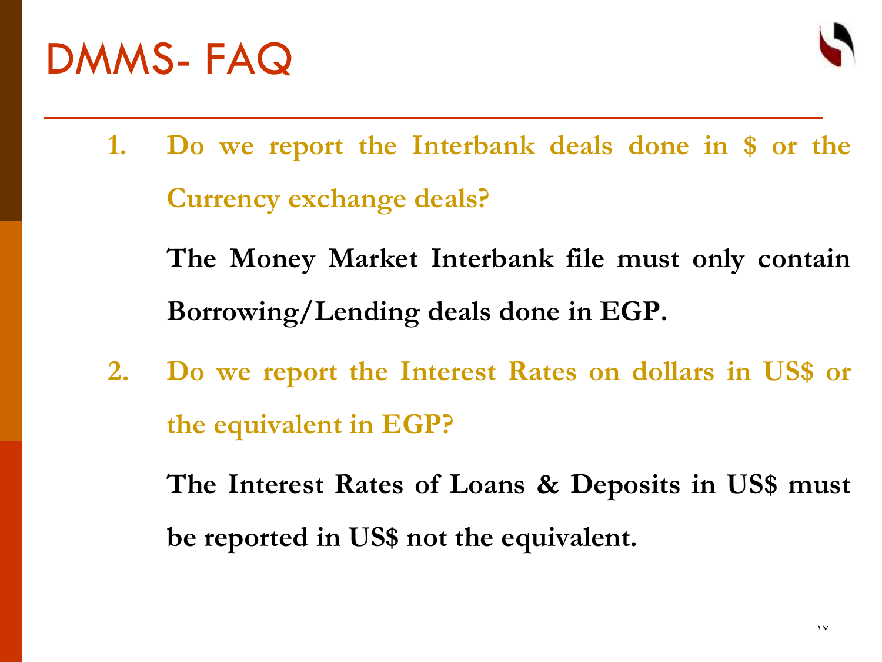# DMMS- FAQ

1. **Do we report the Interbank deals done in $ or the Currency exchange deals?**

   **The Money Market Interbank file must only contain Borrowing/Lending deals done in EGP.**

2. **Do we report the Interest Rates on dollars in US$ or the equivalent in EGP?**

   **The Interest Rates of Loans & Deposits in US$ must be reported in US$ not the equivalent.**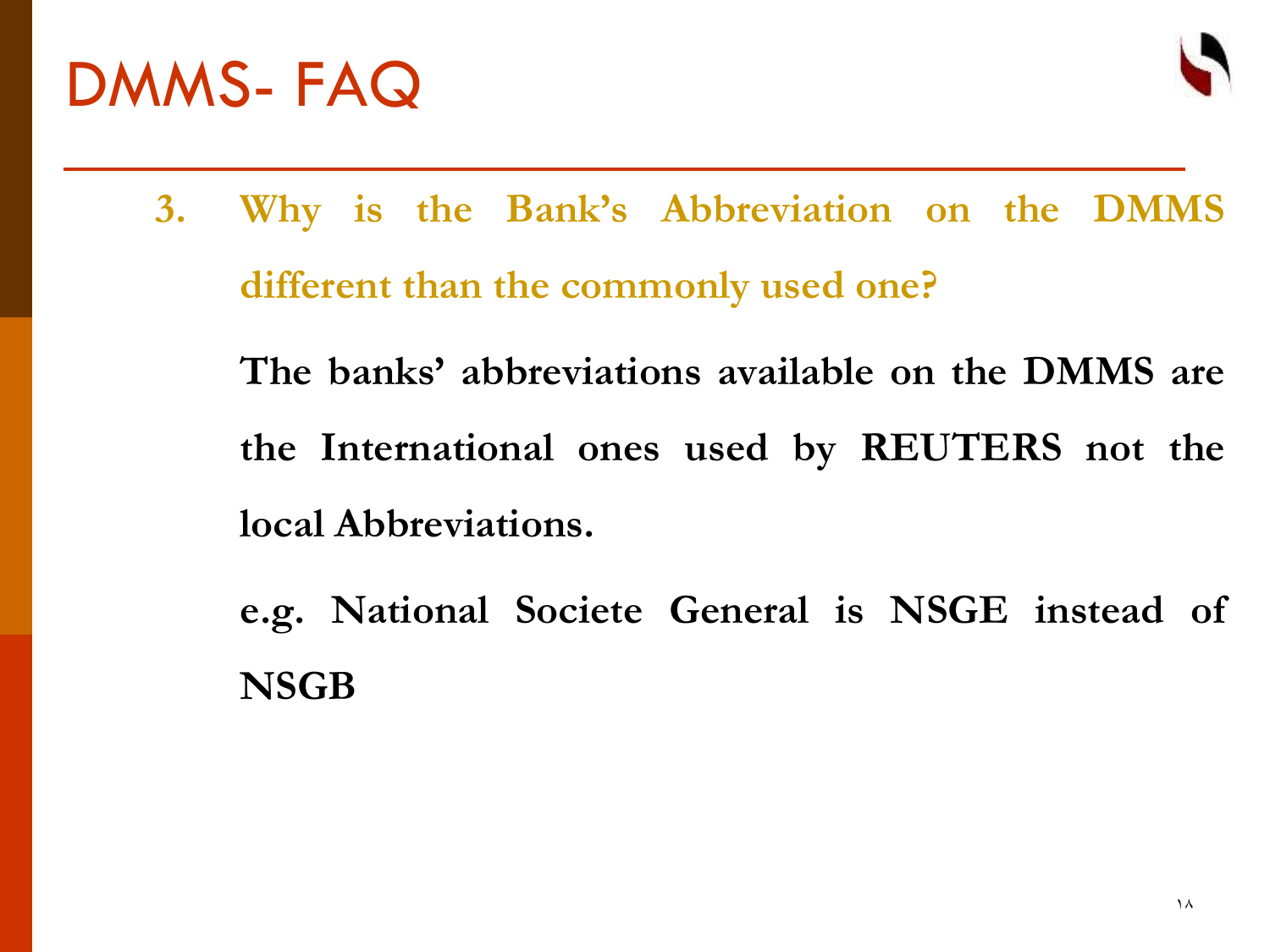# DMMS- FAQ

3. **Why is the Bank's Abbreviation on the DMMS different than the commonly used one?**

   **The banks' abbreviations available on the DMMS are the International ones used by REUTERS not the local Abbreviations.**

   **e.g. National Societe General is NSGE instead of NSGB**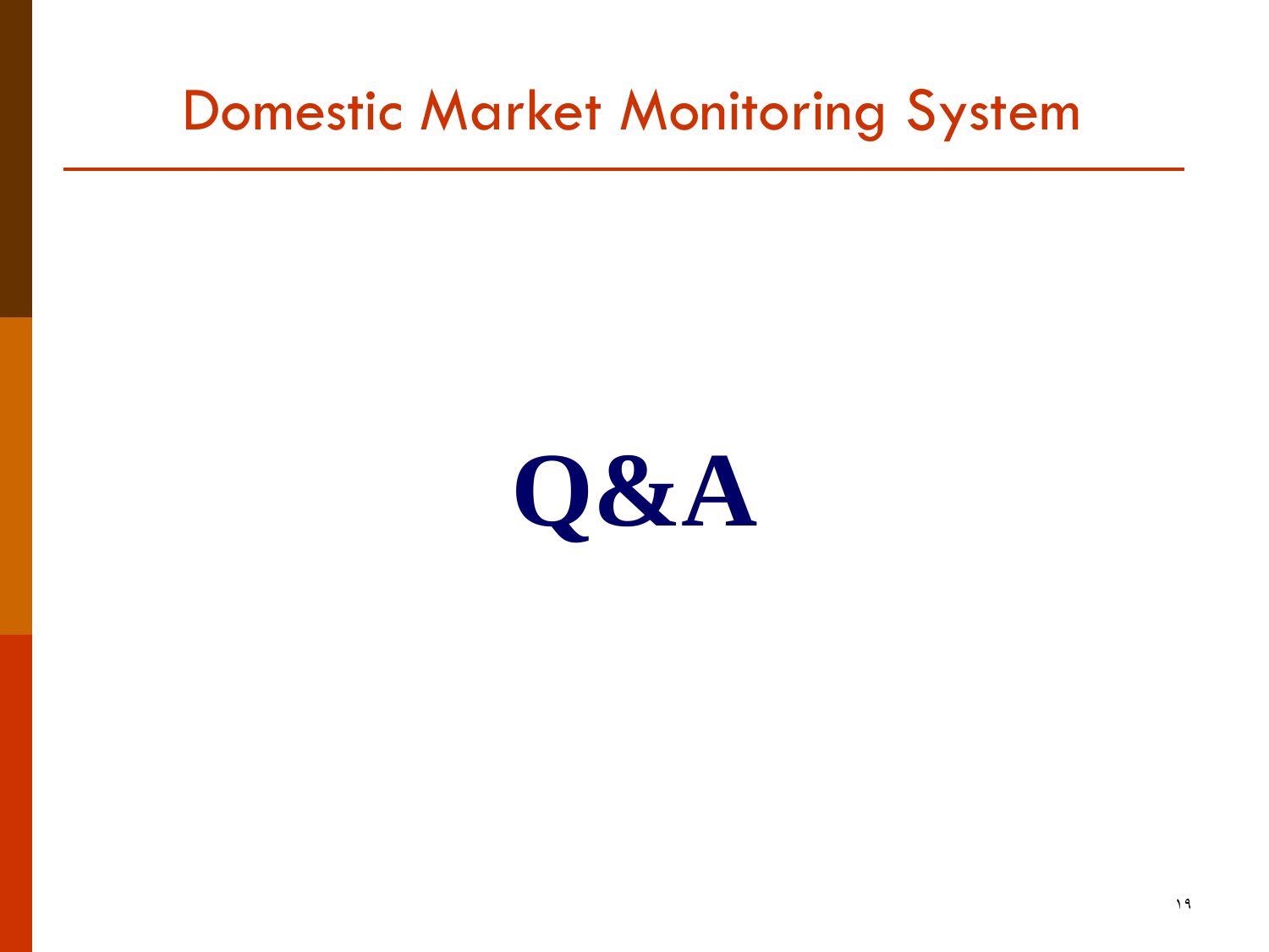# Domestic Market Monitoring System

**Q&A**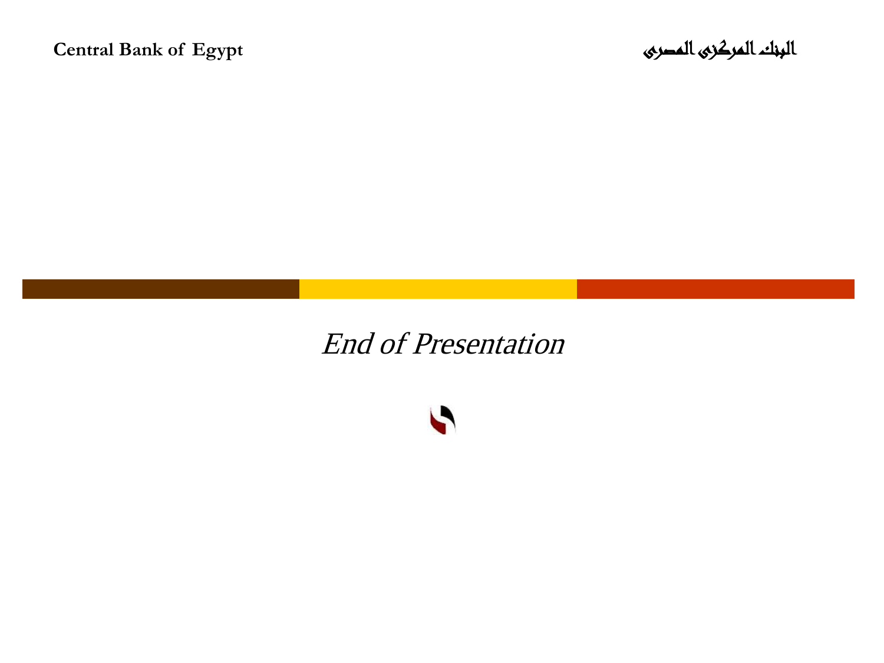*End of Presentation*